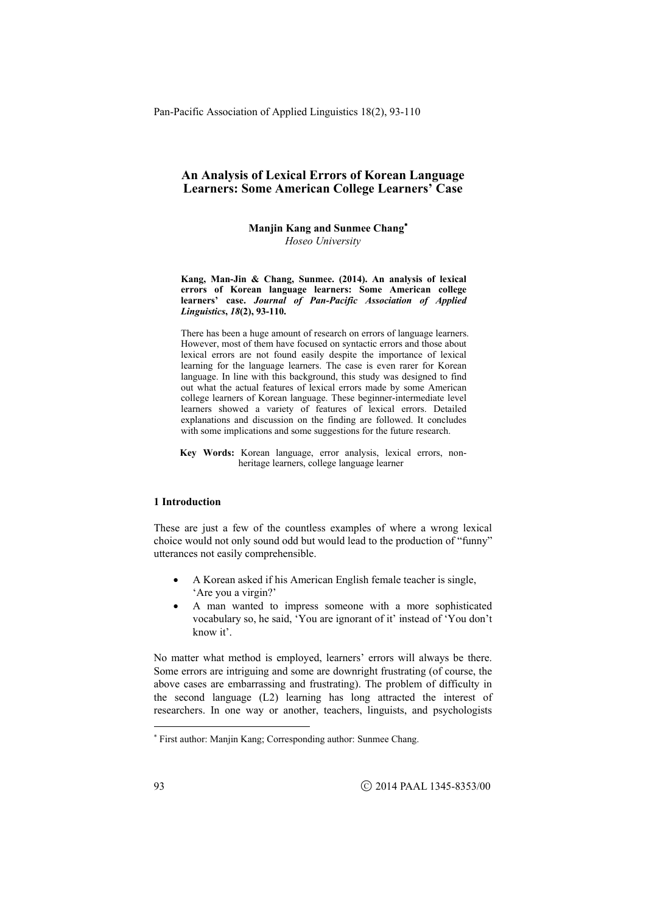# An Analysis of Lexical Errors of Korean Language Learners: Some American College Learners' Case

**Manjin Kang and Sunmee Chang**[*]
*Hoseo University*

**Kang, Man-Jin & Chang, Sunmee. (2014). An analysis of lexical errors of Korean language learners: Some American college learners' case. *Journal of Pan-Pacific Association of Applied Linguistics*, *18*(2), 93-110.**

There has been a huge amount of research on errors of language learners. However, most of them have focused on syntactic errors and those about lexical errors are not found easily despite the importance of lexical learning for the language learners. The case is even rarer for Korean language. In line with this background, this study was designed to find out what the actual features of lexical errors made by some American college learners of Korean language. These beginner-intermediate level learners showed a variety of features of lexical errors. Detailed explanations and discussion on the finding are followed. It concludes with some implications and some suggestions for the future research.

**Key Words:** Korean language, error analysis, lexical errors, non-heritage learners, college language learner

## 1 Introduction

These are just a few of the countless examples of where a wrong lexical choice would not only sound odd but would lead to the production of "funny" utterances not easily comprehensible.

- A Korean asked if his American English female teacher is single, 'Are you a virgin?'
- A man wanted to impress someone with a more sophisticated vocabulary so, he said, 'You are ignorant of it' instead of 'You don't know it'.

No matter what method is employed, learners' errors will always be there. Some errors are intriguing and some are downright frustrating (of course, the above cases are embarrassing and frustrating). The problem of difficulty in the second language (L2) learning has long attracted the interest of researchers. In one way or another, teachers, linguists, and psychologists

---

[*] First author: Manjin Kang; Corresponding author: Sunmee Chang.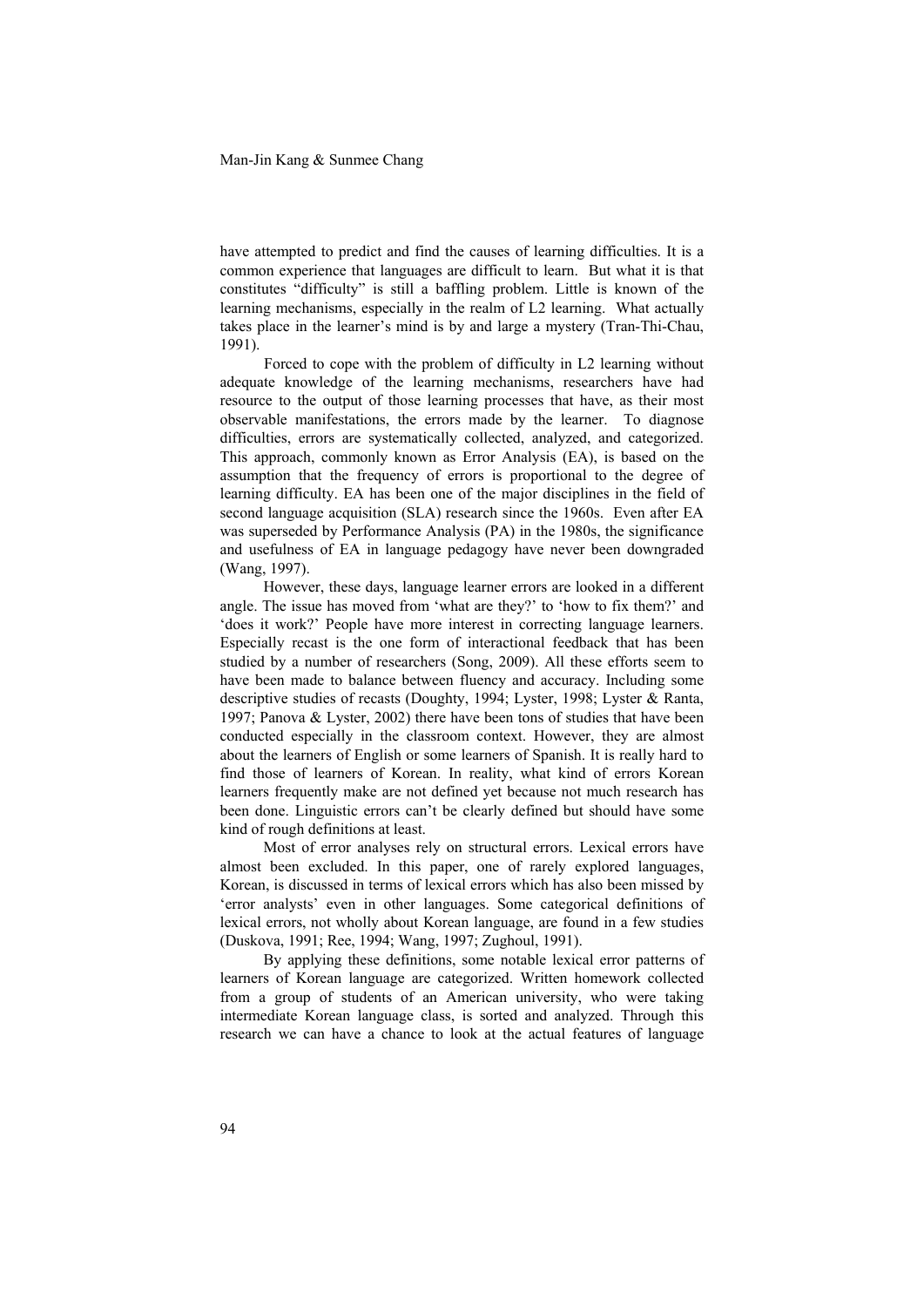have attempted to predict and find the causes of learning difficulties. It is a common experience that languages are difficult to learn. But what it is that constitutes "difficulty" is still a baffling problem. Little is known of the learning mechanisms, especially in the realm of L2 learning. What actually takes place in the learner's mind is by and large a mystery (Tran-Thi-Chau, 1991).

Forced to cope with the problem of difficulty in L2 learning without adequate knowledge of the learning mechanisms, researchers have had resource to the output of those learning processes that have, as their most observable manifestations, the errors made by the learner. To diagnose difficulties, errors are systematically collected, analyzed, and categorized. This approach, commonly known as Error Analysis (EA), is based on the assumption that the frequency of errors is proportional to the degree of learning difficulty. EA has been one of the major disciplines in the field of second language acquisition (SLA) research since the 1960s. Even after EA was superseded by Performance Analysis (PA) in the 1980s, the significance and usefulness of EA in language pedagogy have never been downgraded (Wang, 1997).

However, these days, language learner errors are looked in a different angle. The issue has moved from 'what are they?' to 'how to fix them?' and 'does it work?' People have more interest in correcting language learners. Especially recast is the one form of interactional feedback that has been studied by a number of researchers (Song, 2009). All these efforts seem to have been made to balance between fluency and accuracy. Including some descriptive studies of recasts (Doughty, 1994; Lyster, 1998; Lyster & Ranta, 1997; Panova & Lyster, 2002) there have been tons of studies that have been conducted especially in the classroom context. However, they are almost about the learners of English or some learners of Spanish. It is really hard to find those of learners of Korean. In reality, what kind of errors Korean learners frequently make are not defined yet because not much research has been done. Linguistic errors can't be clearly defined but should have some kind of rough definitions at least.

Most of error analyses rely on structural errors. Lexical errors have almost been excluded. In this paper, one of rarely explored languages, Korean, is discussed in terms of lexical errors which has also been missed by 'error analysts' even in other languages. Some categorical definitions of lexical errors, not wholly about Korean language, are found in a few studies (Duskova, 1991; Ree, 1994; Wang, 1997; Zughoul, 1991).

By applying these definitions, some notable lexical error patterns of learners of Korean language are categorized. Written homework collected from a group of students of an American university, who were taking intermediate Korean language class, is sorted and analyzed. Through this research we can have a chance to look at the actual features of language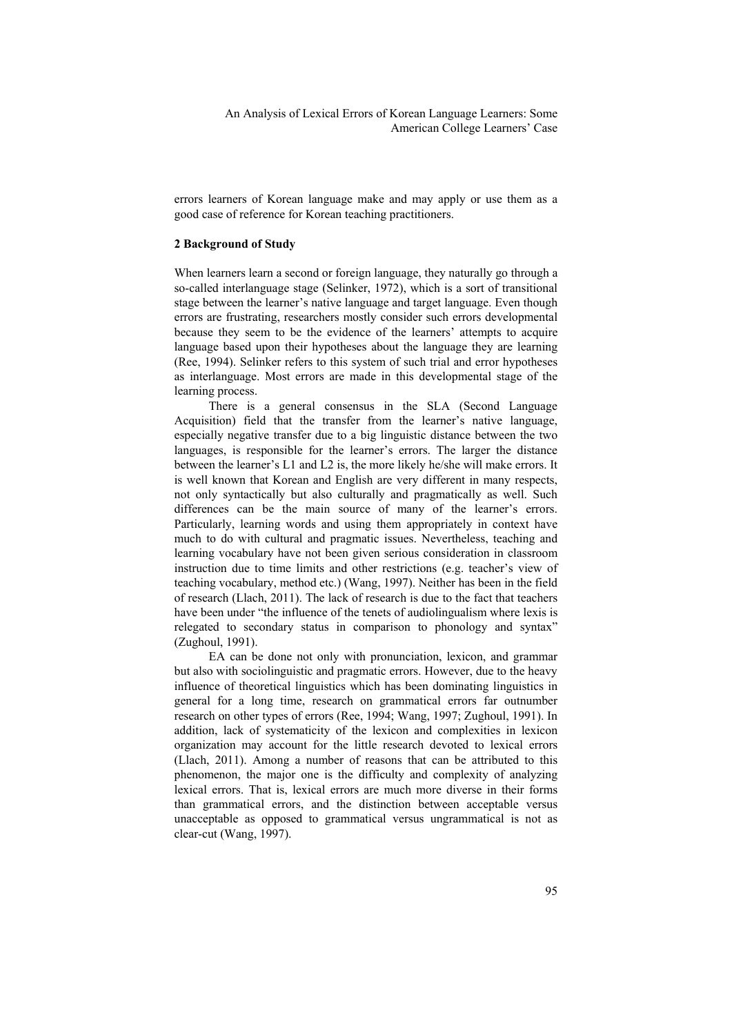errors learners of Korean language make and may apply or use them as a good case of reference for Korean teaching practitioners.

## 2 Background of Study

When learners learn a second or foreign language, they naturally go through a so-called interlanguage stage (Selinker, 1972), which is a sort of transitional stage between the learner's native language and target language. Even though errors are frustrating, researchers mostly consider such errors developmental because they seem to be the evidence of the learners' attempts to acquire language based upon their hypotheses about the language they are learning (Ree, 1994). Selinker refers to this system of such trial and error hypotheses as interlanguage. Most errors are made in this developmental stage of the learning process.

There is a general consensus in the SLA (Second Language Acquisition) field that the transfer from the learner's native language, especially negative transfer due to a big linguistic distance between the two languages, is responsible for the learner's errors. The larger the distance between the learner's L1 and L2 is, the more likely he/she will make errors. It is well known that Korean and English are very different in many respects, not only syntactically but also culturally and pragmatically as well. Such differences can be the main source of many of the learner's errors. Particularly, learning words and using them appropriately in context have much to do with cultural and pragmatic issues. Nevertheless, teaching and learning vocabulary have not been given serious consideration in classroom instruction due to time limits and other restrictions (e.g. teacher's view of teaching vocabulary, method etc.) (Wang, 1997). Neither has been in the field of research (Llach, 2011). The lack of research is due to the fact that teachers have been under "the influence of the tenets of audiolingualism where lexis is relegated to secondary status in comparison to phonology and syntax" (Zughoul, 1991).

EA can be done not only with pronunciation, lexicon, and grammar but also with sociolinguistic and pragmatic errors. However, due to the heavy influence of theoretical linguistics which has been dominating linguistics in general for a long time, research on grammatical errors far outnumber research on other types of errors (Ree, 1994; Wang, 1997; Zughoul, 1991). In addition, lack of systematicity of the lexicon and complexities in lexicon organization may account for the little research devoted to lexical errors (Llach, 2011). Among a number of reasons that can be attributed to this phenomenon, the major one is the difficulty and complexity of analyzing lexical errors. That is, lexical errors are much more diverse in their forms than grammatical errors, and the distinction between acceptable versus unacceptable as opposed to grammatical versus ungrammatical is not as clear-cut (Wang, 1997).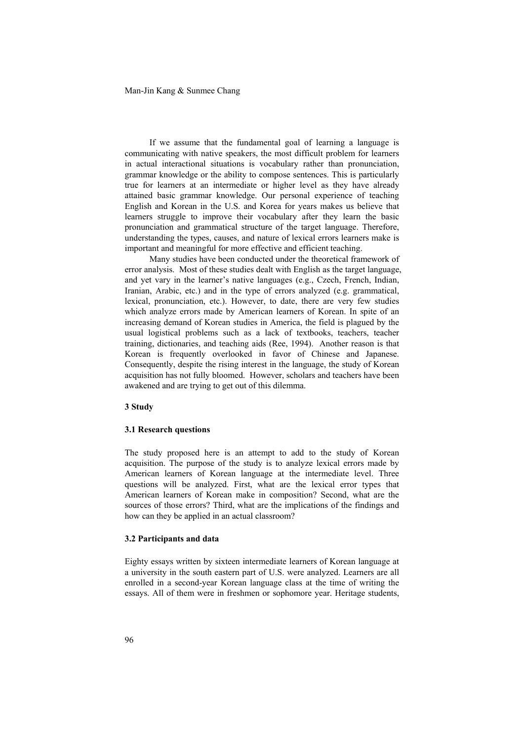If we assume that the fundamental goal of learning a language is communicating with native speakers, the most difficult problem for learners in actual interactional situations is vocabulary rather than pronunciation, grammar knowledge or the ability to compose sentences. This is particularly true for learners at an intermediate or higher level as they have already attained basic grammar knowledge. Our personal experience of teaching English and Korean in the U.S. and Korea for years makes us believe that learners struggle to improve their vocabulary after they learn the basic pronunciation and grammatical structure of the target language. Therefore, understanding the types, causes, and nature of lexical errors learners make is important and meaningful for more effective and efficient teaching.

Many studies have been conducted under the theoretical framework of error analysis. Most of these studies dealt with English as the target language, and yet vary in the learner's native languages (e.g., Czech, French, Indian, Iranian, Arabic, etc.) and in the type of errors analyzed (e.g. grammatical, lexical, pronunciation, etc.). However, to date, there are very few studies which analyze errors made by American learners of Korean. In spite of an increasing demand of Korean studies in America, the field is plagued by the usual logistical problems such as a lack of textbooks, teachers, teacher training, dictionaries, and teaching aids (Ree, 1994). Another reason is that Korean is frequently overlooked in favor of Chinese and Japanese. Consequently, despite the rising interest in the language, the study of Korean acquisition has not fully bloomed. However, scholars and teachers have been awakened and are trying to get out of this dilemma.

## 3 Study

### 3.1 Research questions

The study proposed here is an attempt to add to the study of Korean acquisition. The purpose of the study is to analyze lexical errors made by American learners of Korean language at the intermediate level. Three questions will be analyzed. First, what are the lexical error types that American learners of Korean make in composition? Second, what are the sources of those errors? Third, what are the implications of the findings and how can they be applied in an actual classroom?

### 3.2 Participants and data

Eighty essays written by sixteen intermediate learners of Korean language at a university in the south eastern part of U.S. were analyzed. Learners are all enrolled in a second-year Korean language class at the time of writing the essays. All of them were in freshmen or sophomore year. Heritage students,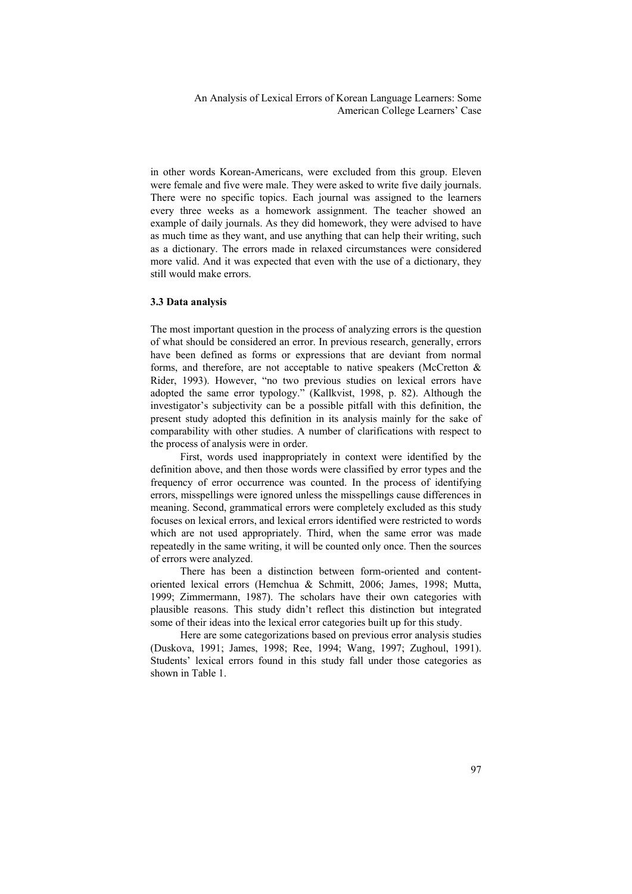in other words Korean-Americans, were excluded from this group. Eleven were female and five were male. They were asked to write five daily journals. There were no specific topics. Each journal was assigned to the learners every three weeks as a homework assignment. The teacher showed an example of daily journals. As they did homework, they were advised to have as much time as they want, and use anything that can help their writing, such as a dictionary. The errors made in relaxed circumstances were considered more valid. And it was expected that even with the use of a dictionary, they still would make errors.

### 3.3 Data analysis

The most important question in the process of analyzing errors is the question of what should be considered an error. In previous research, generally, errors have been defined as forms or expressions that are deviant from normal forms, and therefore, are not acceptable to native speakers (McCretton & Rider, 1993). However, "no two previous studies on lexical errors have adopted the same error typology." (Kallkvist, 1998, p. 82). Although the investigator's subjectivity can be a possible pitfall with this definition, the present study adopted this definition in its analysis mainly for the sake of comparability with other studies. A number of clarifications with respect to the process of analysis were in order.

First, words used inappropriately in context were identified by the definition above, and then those words were classified by error types and the frequency of error occurrence was counted. In the process of identifying errors, misspellings were ignored unless the misspellings cause differences in meaning. Second, grammatical errors were completely excluded as this study focuses on lexical errors, and lexical errors identified were restricted to words which are not used appropriately. Third, when the same error was made repeatedly in the same writing, it will be counted only once. Then the sources of errors were analyzed.

There has been a distinction between form-oriented and content-oriented lexical errors (Hemchua & Schmitt, 2006; James, 1998; Mutta, 1999; Zimmermann, 1987). The scholars have their own categories with plausible reasons. This study didn't reflect this distinction but integrated some of their ideas into the lexical error categories built up for this study.

Here are some categorizations based on previous error analysis studies (Duskova, 1991; James, 1998; Ree, 1994; Wang, 1997; Zughoul, 1991). Students' lexical errors found in this study fall under those categories as shown in Table 1.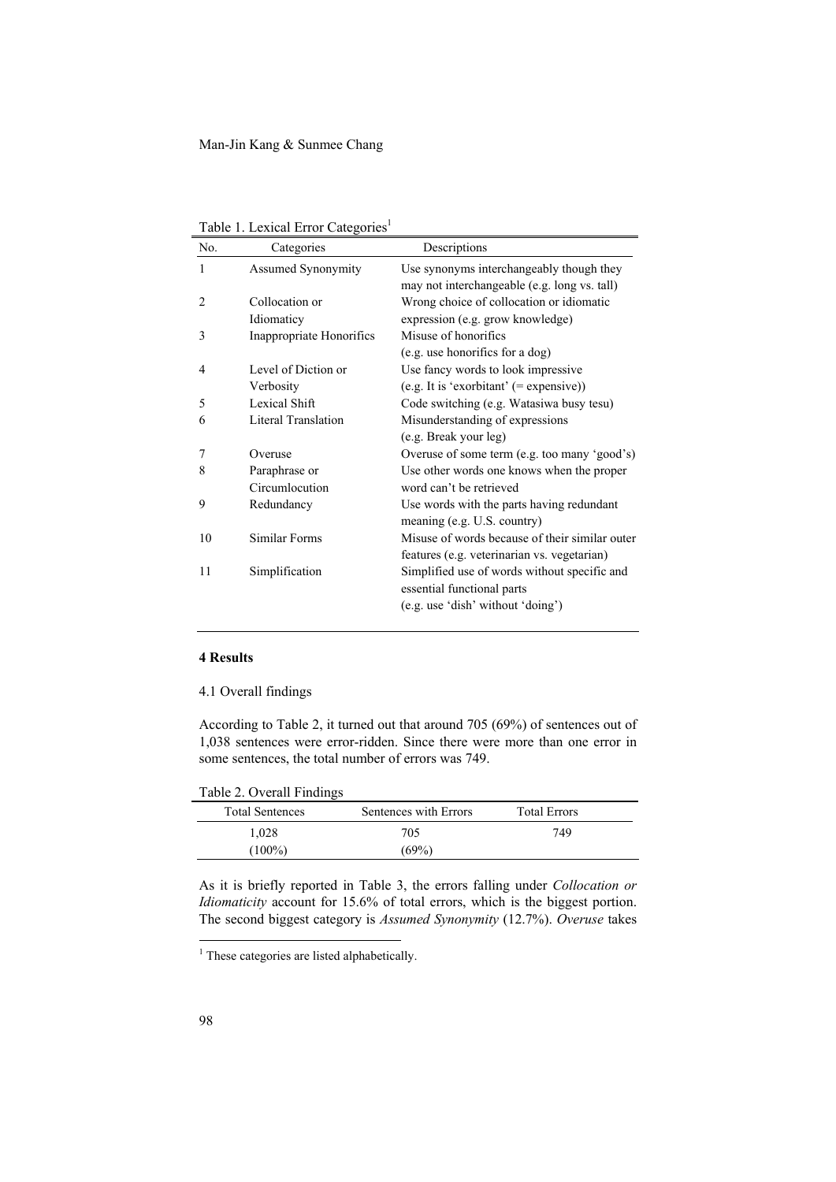Table 1. Lexical Error Categories[1]

| No. | Categories | Descriptions |
|---|---|---|
| 1 | Assumed Synonymity | Use synonyms interchangeably though they may not interchangeable (e.g. long vs. tall) |
| 2 | Collocation or Idiomaticy | Wrong choice of collocation or idiomatic expression (e.g. grow knowledge) |
| 3 | Inappropriate Honorifics | Misuse of honorifics (e.g. use honorifics for a dog) |
| 4 | Level of Diction or Verbosity | Use fancy words to look impressive (e.g. It is 'exorbitant' (= expensive)) |
| 5 | Lexical Shift | Code switching (e.g. Watasiwa busy tesu) |
| 6 | Literal Translation | Misunderstanding of expressions (e.g. Break your leg) |
| 7 | Overuse | Overuse of some term (e.g. too many 'good's) |
| 8 | Paraphrase or Circumlocution | Use other words one knows when the proper word can't be retrieved |
| 9 | Redundancy | Use words with the parts having redundant meaning (e.g. U.S. country) |
| 10 | Similar Forms | Misuse of words because of their similar outer features (e.g. veterinarian vs. vegetarian) |
| 11 | Simplification | Simplified use of words without specific and essential functional parts (e.g. use 'dish' without 'doing') |

## 4 Results

### 4.1 Overall findings

According to Table 2, it turned out that around 705 (69%) of sentences out of 1,038 sentences were error-ridden. Since there were more than one error in some sentences, the total number of errors was 749.

Table 2. Overall Findings

| Total Sentences | Sentences with Errors | Total Errors |
|---|---|---|
| 1,028 (100%) | 705 (69%) | 749 |

As it is briefly reported in Table 3, the errors falling under *Collocation or Idiomaticity* account for 15.6% of total errors, which is the biggest portion. The second biggest category is *Assumed Synonymity* (12.7%). *Overuse* takes

[1] These categories are listed alphabetically.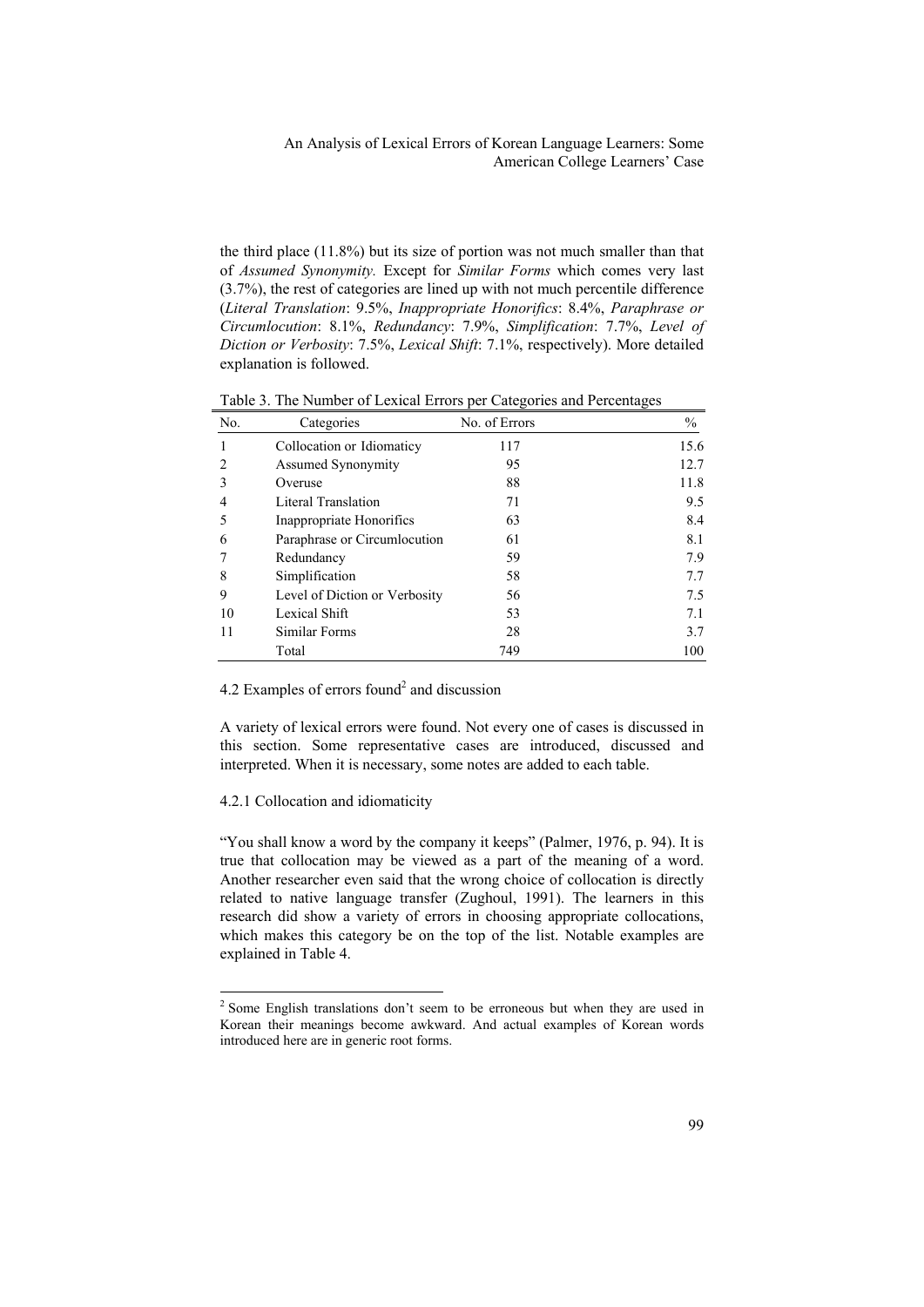the third place (11.8%) but its size of portion was not much smaller than that of *Assumed Synonymity.* Except for *Similar Forms* which comes very last (3.7%), the rest of categories are lined up with not much percentile difference (*Literal Translation*: 9.5%, *Inappropriate Honorifics*: 8.4%, *Paraphrase or Circumlocution*: 8.1%, *Redundancy*: 7.9%, *Simplification*: 7.7%, *Level of Diction or Verbosity*: 7.5%, *Lexical Shift*: 7.1%, respectively). More detailed explanation is followed.

Table 3. The Number of Lexical Errors per Categories and Percentages

| No. | Categories | No. of Errors | % |
|---|---|---|---|
| 1 | Collocation or Idiomaticy | 117 | 15.6 |
| 2 | Assumed Synonymity | 95 | 12.7 |
| 3 | Overuse | 88 | 11.8 |
| 4 | Literal Translation | 71 | 9.5 |
| 5 | Inappropriate Honorifics | 63 | 8.4 |
| 6 | Paraphrase or Circumlocution | 61 | 8.1 |
| 7 | Redundancy | 59 | 7.9 |
| 8 | Simplification | 58 | 7.7 |
| 9 | Level of Diction or Verbosity | 56 | 7.5 |
| 10 | Lexical Shift | 53 | 7.1 |
| 11 | Similar Forms | 28 | 3.7 |
| | Total | 749 | 100 |

4.2 Examples of errors found[2] and discussion

A variety of lexical errors were found. Not every one of cases is discussed in this section. Some representative cases are introduced, discussed and interpreted. When it is necessary, some notes are added to each table.

4.2.1 Collocation and idiomaticity

"You shall know a word by the company it keeps" (Palmer, 1976, p. 94). It is true that collocation may be viewed as a part of the meaning of a word. Another researcher even said that the wrong choice of collocation is directly related to native language transfer (Zughoul, 1991). The learners in this research did show a variety of errors in choosing appropriate collocations, which makes this category be on the top of the list. Notable examples are explained in Table 4.

[2] Some English translations don't seem to be erroneous but when they are used in Korean their meanings become awkward. And actual examples of Korean words introduced here are in generic root forms.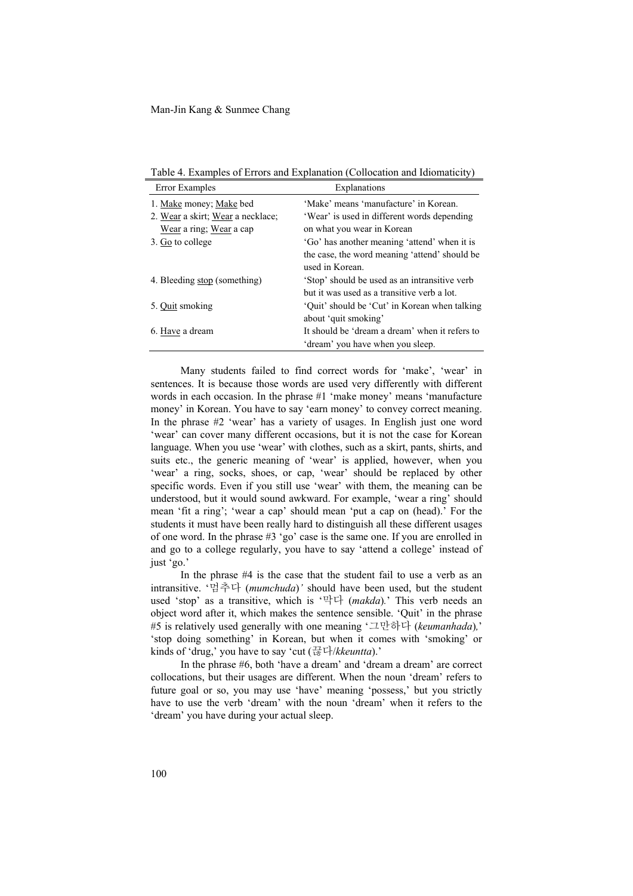Table 4. Examples of Errors and Explanation (Collocation and Idiomaticity)

| Error Examples | Explanations |
|---|---|
| 1. <u>Make</u> money; <u>Make</u> bed | 'Make' means 'manufacture' in Korean. |
| 2. <u>Wear</u> a skirt; <u>Wear</u> a necklace; <u>Wear</u> a ring; <u>Wear</u> a cap | 'Wear' is used in different words depending on what you wear in Korean |
| 3. <u>Go</u> to college | 'Go' has another meaning 'attend' when it is the case, the word meaning 'attend' should be used in Korean. |
| 4. Bleeding <u>stop</u> (something) | 'Stop' should be used as an intransitive verb but it was used as a transitive verb a lot. |
| 5. <u>Quit</u> smoking | 'Quit' should be 'Cut' in Korean when talking about 'quit smoking' |
| 6. <u>Have</u> a dream | It should be 'dream a dream' when it refers to 'dream' you have when you sleep. |

Many students failed to find correct words for 'make', 'wear' in sentences. It is because those words are used very differently with different words in each occasion. In the phrase #1 'make money' means 'manufacture money' in Korean. You have to say 'earn money' to convey correct meaning. In the phrase #2 'wear' has a variety of usages. In English just one word 'wear' can cover many different occasions, but it is not the case for Korean language. When you use 'wear' with clothes, such as a skirt, pants, shirts, and suits etc., the generic meaning of 'wear' is applied, however, when you 'wear' a ring, socks, shoes, or cap, 'wear' should be replaced by other specific words. Even if you still use 'wear' with them, the meaning can be understood, but it would sound awkward. For example, 'wear a ring' should mean 'fit a ring'; 'wear a cap' should mean 'put a cap on (head).' For the students it must have been really hard to distinguish all these different usages of one word. In the phrase #3 'go' case is the same one. If you are enrolled in and go to a college regularly, you have to say 'attend a college' instead of just 'go.'

In the phrase #4 is the case that the student fail to use a verb as an intransitive. '멈추다 (*mumchuda*)' should have been used, but the student used 'stop' as a transitive, which is '막다 (*makda*).' This verb needs an object word after it, which makes the sentence sensible. 'Quit' in the phrase #5 is relatively used generally with one meaning '그만하다 (*keumanhada*),' 'stop doing something' in Korean, but when it comes with 'smoking' or kinds of 'drug,' you have to say 'cut (끊다/*kkeuntta*).'

In the phrase #6, both 'have a dream' and 'dream a dream' are correct collocations, but their usages are different. When the noun 'dream' refers to future goal or so, you may use 'have' meaning 'possess,' but you strictly have to use the verb 'dream' with the noun 'dream' when it refers to the 'dream' you have during your actual sleep.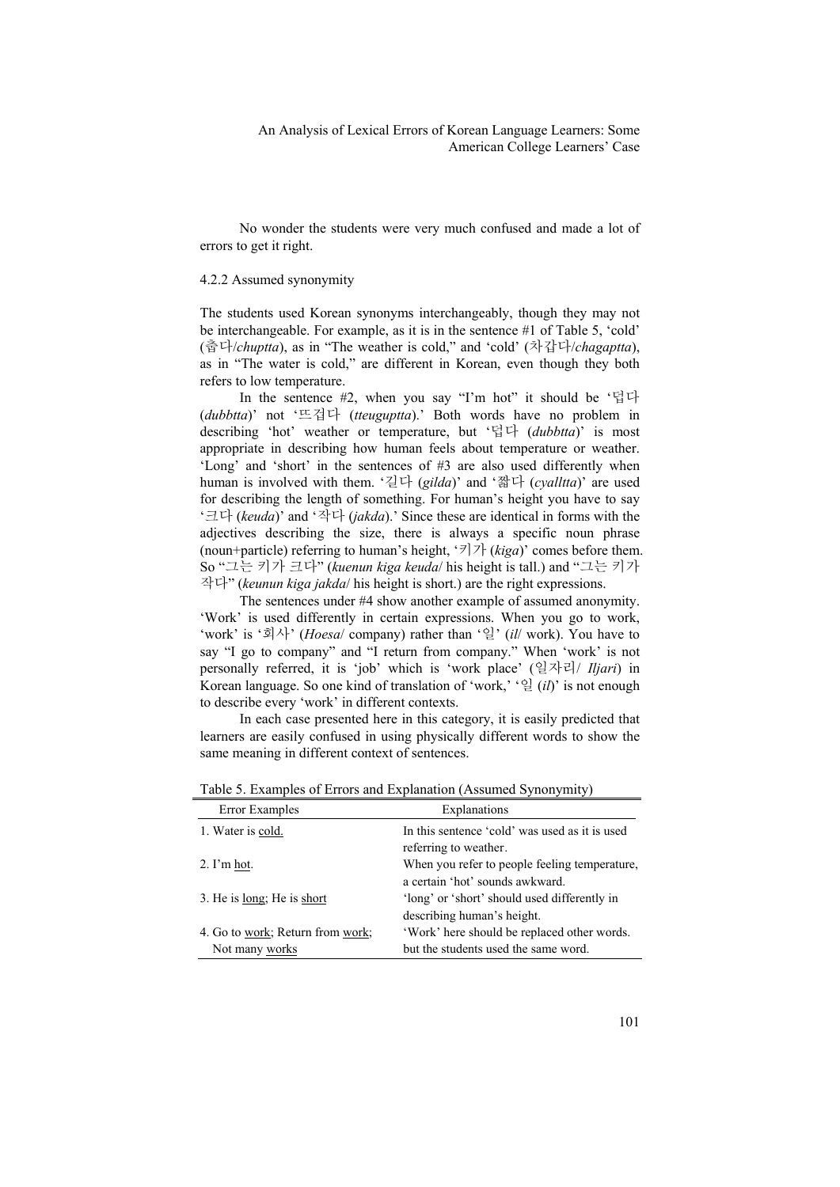No wonder the students were very much confused and made a lot of errors to get it right.

4.2.2 Assumed synonymity

The students used Korean synonyms interchangeably, though they may not be interchangeable. For example, as it is in the sentence #1 of Table 5, 'cold' (춥다/*chuptta*), as in "The weather is cold," and 'cold' (차갑다/*chagaptta*), as in "The water is cold," are different in Korean, even though they both refers to low temperature.

In the sentence #2, when you say "I'm hot" it should be '덥다 (*dubbtta*)' not '뜨겁다 (*tteuguptta*).' Both words have no problem in describing 'hot' weather or temperature, but '덥다 (*dubbtta*)' is most appropriate in describing how human feels about temperature or weather. 'Long' and 'short' in the sentences of #3 are also used differently when human is involved with them. '길다 (*gilda*)' and '짧다 (*cyalltta*)' are used for describing the length of something. For human's height you have to say '크다 (*keuda*)' and '작다 (*jakda*).' Since these are identical in forms with the adjectives describing the size, there is always a specific noun phrase (noun+particle) referring to human's height, '키가 (*kiga*)' comes before them. So "그는 키가 크다" (*kuenun kiga keuda*/ his height is tall.) and "그는 키가 작다" (*keunun kiga jakda*/ his height is short.) are the right expressions.

The sentences under #4 show another example of assumed anonymity. 'Work' is used differently in certain expressions. When you go to work, 'work' is '회사' (*Hoesa*/ company) rather than '일' (*il*/ work). You have to say "I go to company" and "I return from company." When 'work' is not personally referred, it is 'job' which is 'work place' (일자리/ *Iljari*) in Korean language. So one kind of translation of 'work,' '일 (*il*)' is not enough to describe every 'work' in different contexts.

In each case presented here in this category, it is easily predicted that learners are easily confused in using physically different words to show the same meaning in different context of sentences.

Table 5. Examples of Errors and Explanation (Assumed Synonymity)

| Error Examples | Explanations |
|---|---|
| 1. Water is <u>cold.</u> | In this sentence 'cold' was used as it is used referring to weather. |
| 2. I'm <u>hot</u>. | When you refer to people feeling temperature, a certain 'hot' sounds awkward. |
| 3. He is <u>long</u>; He is <u>short</u> | 'long' or 'short' should used differently in describing human's height. |
| 4. Go to <u>work</u>; Return from <u>work</u>; Not many <u>works</u> | 'Work' here should be replaced other words. but the students used the same word. |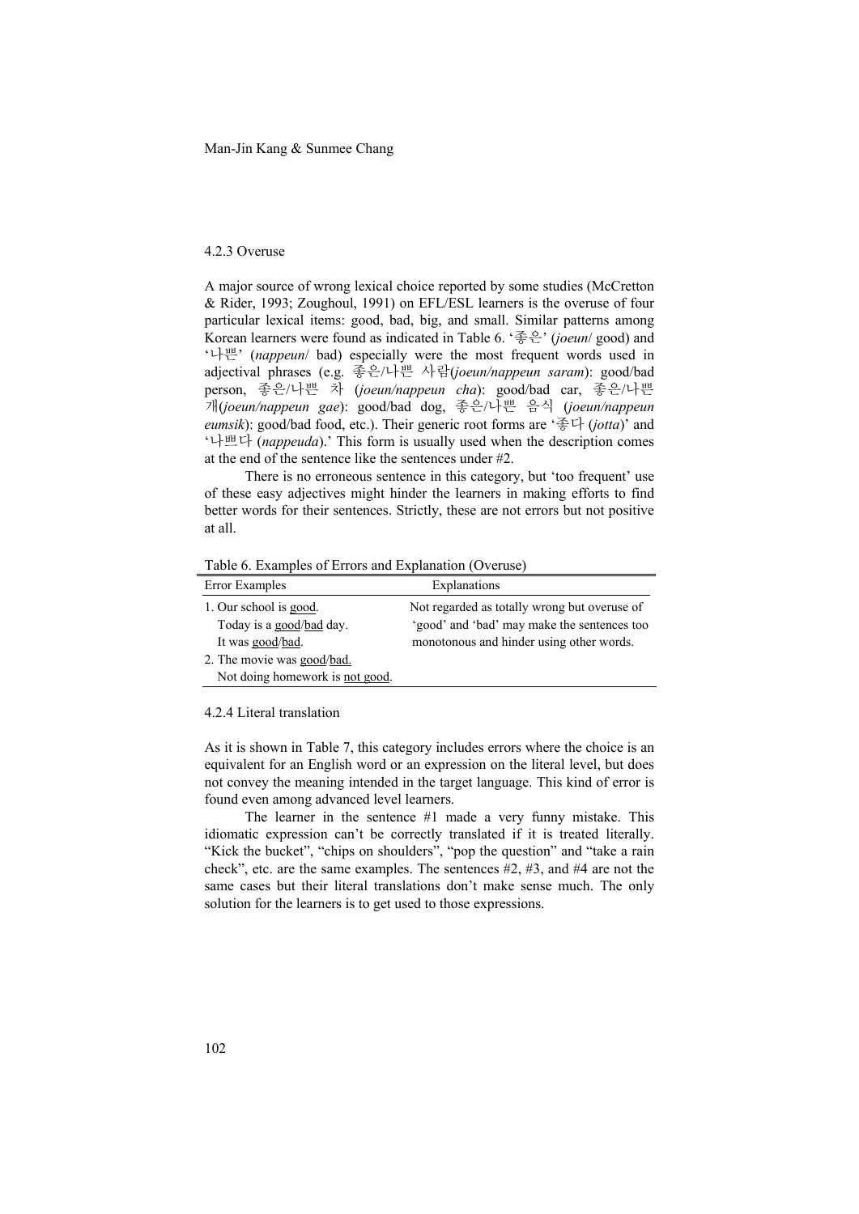### 4.2.3 Overuse

A major source of wrong lexical choice reported by some studies (McCretton & Rider, 1993; Zoughoul, 1991) on EFL/ESL learners is the overuse of four particular lexical items: good, bad, big, and small. Similar patterns among Korean learners were found as indicated in Table 6. '좋은' (*joeun*/ good) and '나쁜' (*nappeun*/ bad) especially were the most frequent words used in adjectival phrases (e.g. 좋은/나쁜 사람(*joeun/nappeun saram*): good/bad person, 좋은/나쁜 차 (*joeun/nappeun cha*): good/bad car, 좋은/나쁜 개(*joeun/nappeun gae*): good/bad dog, 좋은/나쁜 음식 (*joeun/nappeun eumsik*): good/bad food, etc.). Their generic root forms are '좋다 (*jotta*)' and '나쁘다 (*nappeuda*).' This form is usually used when the description comes at the end of the sentence like the sentences under #2.

There is no erroneous sentence in this category, but 'too frequent' use of these easy adjectives might hinder the learners in making efforts to find better words for their sentences. Strictly, these are not errors but not positive at all.

Table 6. Examples of Errors and Explanation (Overuse)

| Error Examples | Explanations |
|---|---|
| 1. Our school is <u>good</u>.<br>Today is a <u>good</u>/<u>bad</u> day.<br>It was <u>good</u>/<u>bad</u>.<br>2. The movie was <u>good</u>/<u>bad.</u><br>Not doing homework is <u>not good</u>. | Not regarded as totally wrong but overuse of 'good' and 'bad' may make the sentences too monotonous and hinder using other words. |

### 4.2.4 Literal translation

As it is shown in Table 7, this category includes errors where the choice is an equivalent for an English word or an expression on the literal level, but does not convey the meaning intended in the target language. This kind of error is found even among advanced level learners.

The learner in the sentence #1 made a very funny mistake. This idiomatic expression can't be correctly translated if it is treated literally. "Kick the bucket", "chips on shoulders", "pop the question" and "take a rain check", etc. are the same examples. The sentences #2, #3, and #4 are not the same cases but their literal translations don't make sense much. The only solution for the learners is to get used to those expressions.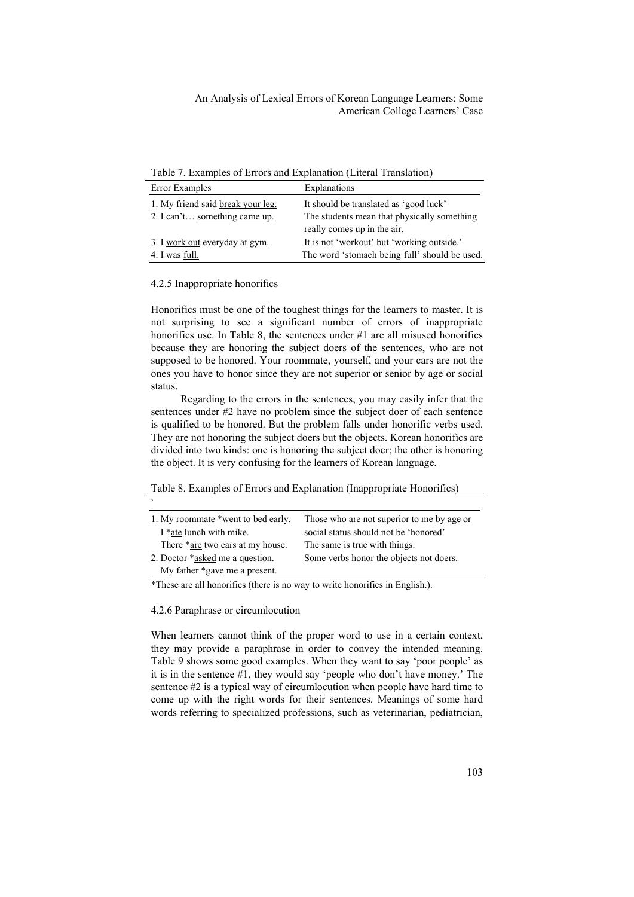Table 7. Examples of Errors and Explanation (Literal Translation)

| Error Examples | Explanations |
|---|---|
| 1. My friend said <u>break your leg.</u> | It should be translated as 'good luck' |
| 2. I can't… <u>something came up.</u> | The students mean that physically something really comes up in the air. |
| 3. I <u>work out</u> everyday at gym. | It is not 'workout' but 'working outside.' |
| 4. I was <u>full.</u> | The word 'stomach being full' should be used. |

4.2.5 Inappropriate honorifics

Honorifics must be one of the toughest things for the learners to master. It is not surprising to see a significant number of errors of inappropriate honorifics use. In Table 8, the sentences under #1 are all misused honorifics because they are honoring the subject doers of the sentences, who are not supposed to be honored. Your roommate, yourself, and your cars are not the ones you have to honor since they are not superior or senior by age or social status.

Regarding to the errors in the sentences, you may easily infer that the sentences under #2 have no problem since the subject doer of each sentence is qualified to be honored. But the problem falls under honorific verbs used. They are not honoring the subject doers but the objects. Korean honorifics are divided into two kinds: one is honoring the subject doer; the other is honoring the object. It is very confusing for the learners of Korean language.

Table 8. Examples of Errors and Explanation (Inappropriate Honorifics)

| ` | |
|---|---|
| 1. My roommate *<u>went</u> to bed early. | Those who are not superior to me by age or |
| I *<u>ate</u> lunch with mike. | social status should not be 'honored' |
| There *<u>are</u> two cars at my house. | The same is true with things. |
| 2. Doctor *<u>asked</u> me a question. | Some verbs honor the objects not doers. |
| My father *<u>gave</u> me a present. | |

*These are all honorifics (there is no way to write honorifics in English.).

4.2.6 Paraphrase or circumlocution

When learners cannot think of the proper word to use in a certain context, they may provide a paraphrase in order to convey the intended meaning. Table 9 shows some good examples. When they want to say 'poor people' as it is in the sentence #1, they would say 'people who don't have money.' The sentence #2 is a typical way of circumlocution when people have hard time to come up with the right words for their sentences. Meanings of some hard words referring to specialized professions, such as veterinarian, pediatrician,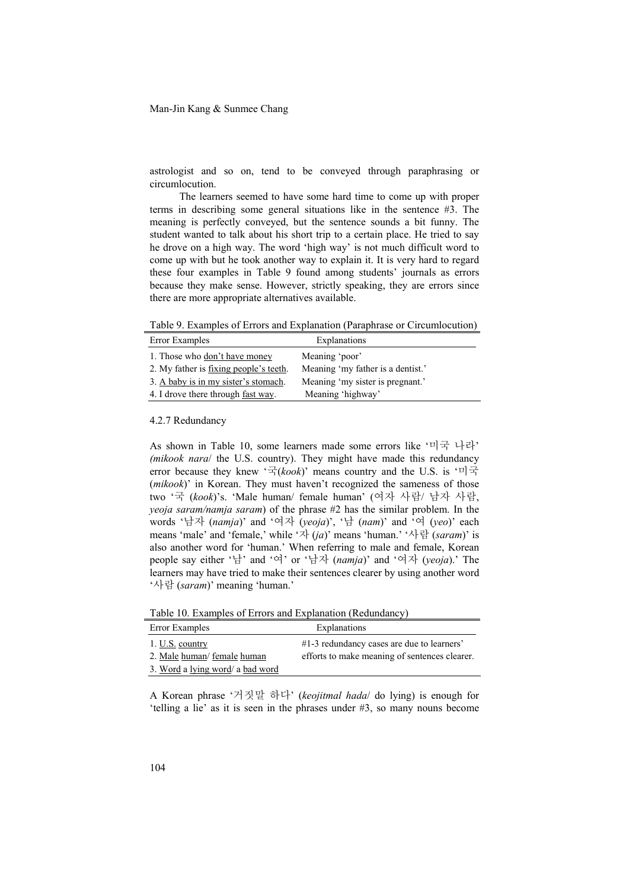astrologist and so on, tend to be conveyed through paraphrasing or circumlocution.

The learners seemed to have some hard time to come up with proper terms in describing some general situations like in the sentence #3. The meaning is perfectly conveyed, but the sentence sounds a bit funny. The student wanted to talk about his short trip to a certain place. He tried to say he drove on a high way. The word 'high way' is not much difficult word to come up with but he took another way to explain it. It is very hard to regard these four examples in Table 9 found among students' journals as errors because they make sense. However, strictly speaking, they are errors since there are more appropriate alternatives available.

Table 9. Examples of Errors and Explanation (Paraphrase or Circumlocution)

| Error Examples | Explanations |
|---|---|
| 1. Those who <u>don't have money</u> | Meaning 'poor' |
| 2. My father is <u>fixing people's teeth</u>. | Meaning 'my father is a dentist.' |
| 3. <u>A baby is in my sister's stomach</u>. | Meaning 'my sister is pregnant.' |
| 4. I drove there through <u>fast way</u>. | Meaning 'highway' |

### 4.2.7 Redundancy

As shown in Table 10, some learners made some errors like '미국 나라' *(mikook nara*/ the U.S. country). They might have made this redundancy error because they knew '국(*kook*)' means country and the U.S. is '미국 (*mikook*)' in Korean. They must haven't recognized the sameness of those two '국 (*kook*)'s. 'Male human/ female human' (여자 사람/ 남자 사람, *yeoja saram/namja saram*) of the phrase #2 has the similar problem. In the words '남자 (*namja*)' and '여자 (*yeoja*)', '남 (*nam*)' and '여 (*yeo*)' each means 'male' and 'female,' while '자 (*ja*)' means 'human.' '사람 (*saram*)' is also another word for 'human.' When referring to male and female, Korean people say either '남' and '여' or '남자 (*namja*)' and '여자 (*yeoja*).' The learners may have tried to make their sentences clearer by using another word '사람 (*saram*)' meaning 'human.'

Table 10. Examples of Errors and Explanation (Redundancy)

| Error Examples | Explanations |
|---|---|
| 1. <u>U.S.</u> <u>country</u> | #1-3 redundancy cases are due to learners' |
| 2. <u>Male</u> <u>human</u>/ <u>female</u> <u>human</u> | efforts to make meaning of sentences clearer. |
| 3. <u>Word</u> a <u>lying word</u>/ a <u>bad word</u> | |

A Korean phrase '거짓말 하다' (*keojitmal hada*/ do lying) is enough for 'telling a lie' as it is seen in the phrases under #3, so many nouns become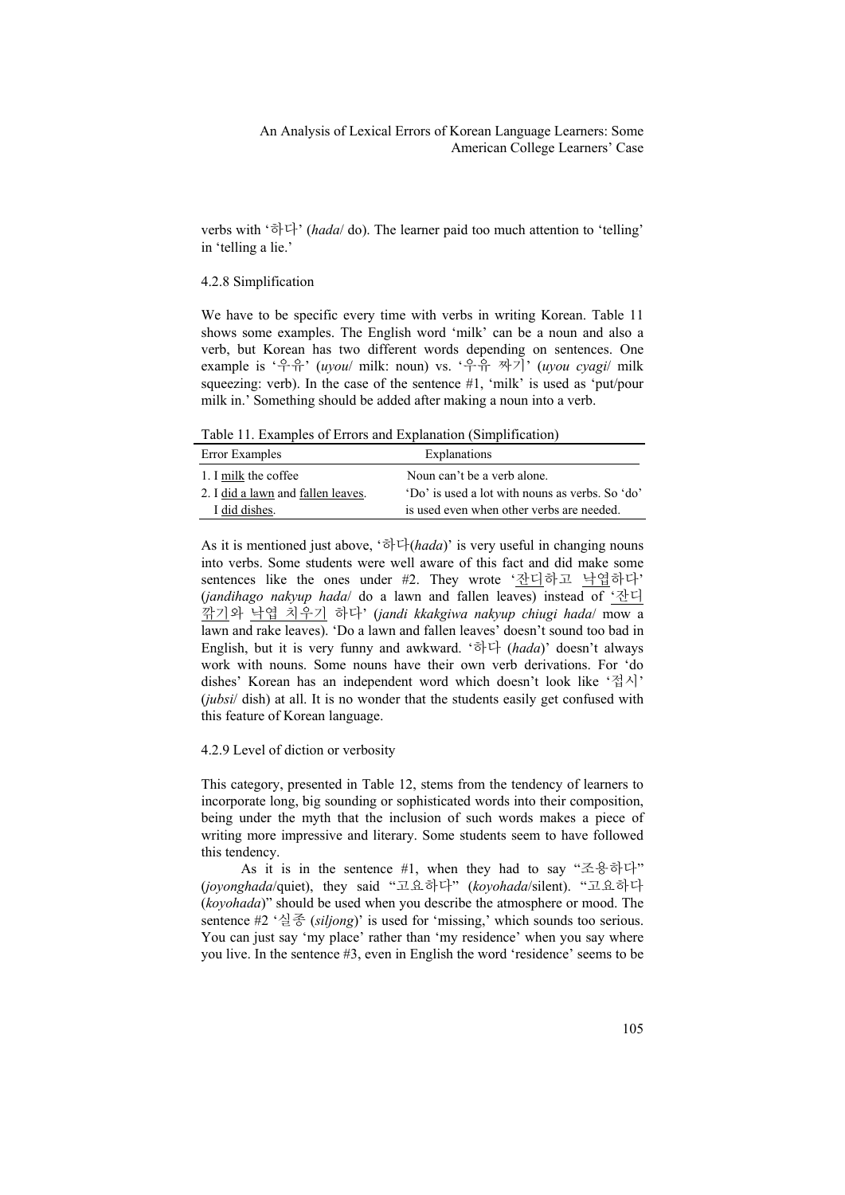verbs with '하다' (*hada*/ do). The learner paid too much attention to 'telling' in 'telling a lie.'

4.2.8 Simplification

We have to be specific every time with verbs in writing Korean. Table 11 shows some examples. The English word 'milk' can be a noun and also a verb, but Korean has two different words depending on sentences. One example is '우유' (*uyou*/ milk: noun) vs. '우유 짜기' (*uyou cyagi*/ milk squeezing: verb). In the case of the sentence #1, 'milk' is used as 'put/pour milk in.' Something should be added after making a noun into a verb.

Table 11. Examples of Errors and Explanation (Simplification)

| Error Examples | Explanations |
|---|---|
| 1. I <u>milk</u> the coffee | Noun can't be a verb alone. |
| 2. I <u>did a lawn</u> and <u>fallen leaves</u>. I <u>did dishes</u>. | 'Do' is used a lot with nouns as verbs. So 'do' is used even when other verbs are needed. |

As it is mentioned just above, '하다(*hada*)' is very useful in changing nouns into verbs. Some students were well aware of this fact and did make some sentences like the ones under #2. They wrote '<u>잔디</u>하고 <u>낙엽</u>하다' (*jandihago nakyup hada*/ do a lawn and fallen leaves) instead of '<u>잔디 깎기</u>와 <u>낙엽 치우기</u> 하다' (*jandi kkakgiwa nakyup chiugi hada*/ mow a lawn and rake leaves). 'Do a lawn and fallen leaves' doesn't sound too bad in English, but it is very funny and awkward. '하다 (*hada*)' doesn't always work with nouns. Some nouns have their own verb derivations. For 'do dishes' Korean has an independent word which doesn't look like '접시' (*jubsi*/ dish) at all. It is no wonder that the students easily get confused with this feature of Korean language.

4.2.9 Level of diction or verbosity

This category, presented in Table 12, stems from the tendency of learners to incorporate long, big sounding or sophisticated words into their composition, being under the myth that the inclusion of such words makes a piece of writing more impressive and literary. Some students seem to have followed this tendency.

As it is in the sentence #1, when they had to say "조용하다" (*joyonghada*/quiet), they said "고요하다" (*koyohada*/silent). "고요하다 (*koyohada*)" should be used when you describe the atmosphere or mood. The sentence #2 '실종 (*siljong*)' is used for 'missing,' which sounds too serious. You can just say 'my place' rather than 'my residence' when you say where you live. In the sentence #3, even in English the word 'residence' seems to be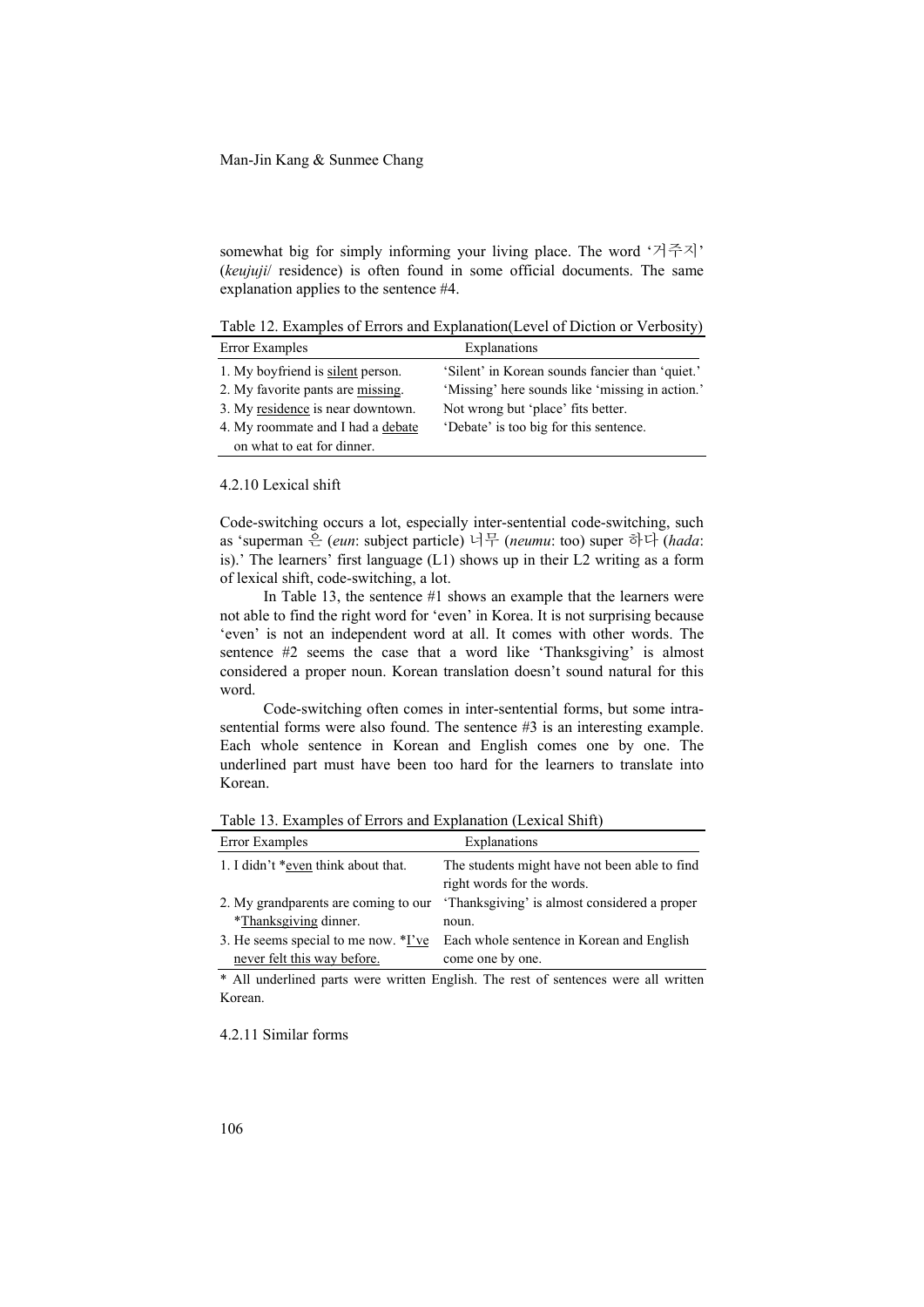somewhat big for simply informing your living place. The word '거주지' (*keujuji*/ residence) is often found in some official documents. The same explanation applies to the sentence #4.

Table 12. Examples of Errors and Explanation(Level of Diction or Verbosity)

| Error Examples | Explanations |
|---|---|
| 1. My boyfriend is <u>silent</u> person. | 'Silent' in Korean sounds fancier than 'quiet.' |
| 2. My favorite pants are <u>missing</u>. | 'Missing' here sounds like 'missing in action.' |
| 3. My <u>residence</u> is near downtown. | Not wrong but 'place' fits better. |
| 4. My roommate and I had a <u>debate</u> on what to eat for dinner. | 'Debate' is too big for this sentence. |

4.2.10 Lexical shift

Code-switching occurs a lot, especially inter-sentential code-switching, such as 'superman 은 (*eun*: subject particle) 너무 (*neumu*: too) super 하다 (*hada*: is).' The learners' first language (L1) shows up in their L2 writing as a form of lexical shift, code-switching, a lot.

In Table 13, the sentence #1 shows an example that the learners were not able to find the right word for 'even' in Korea. It is not surprising because 'even' is not an independent word at all. It comes with other words. The sentence #2 seems the case that a word like 'Thanksgiving' is almost considered a proper noun. Korean translation doesn't sound natural for this word.

Code-switching often comes in inter-sentential forms, but some intra-sentential forms were also found. The sentence #3 is an interesting example. Each whole sentence in Korean and English comes one by one. The underlined part must have been too hard for the learners to translate into Korean.

Table 13. Examples of Errors and Explanation (Lexical Shift)

| Error Examples | Explanations |
|---|---|
| 1. I didn't *<u>even</u> think about that. | The students might have not been able to find right words for the words. |
| 2. My grandparents are coming to our *<u>Thanksgiving</u> dinner. | 'Thanksgiving' is almost considered a proper noun. |
| 3. He seems special to me now. *<u>I've never felt this way before.</u> | Each whole sentence in Korean and English come one by one. |

\* All underlined parts were written English. The rest of sentences were all written Korean.

4.2.11 Similar forms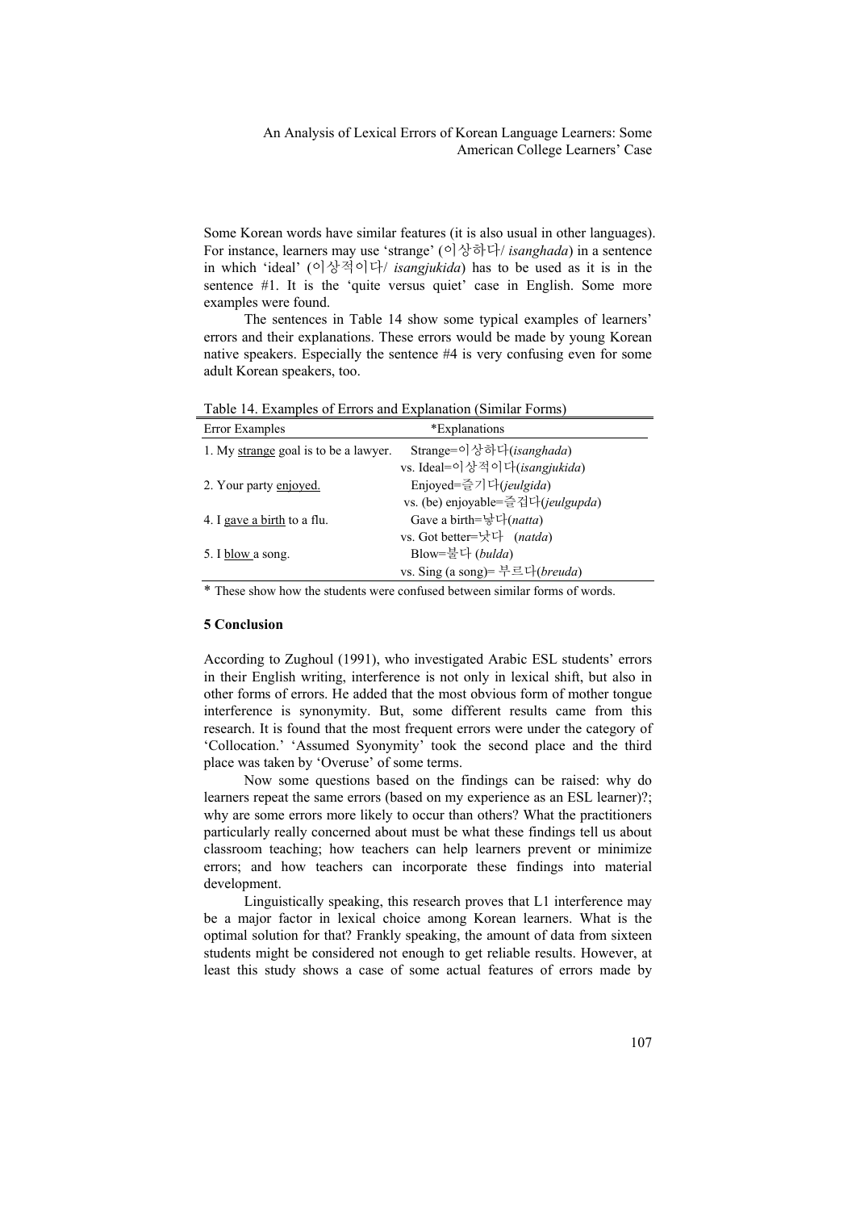Some Korean words have similar features (it is also usual in other languages). For instance, learners may use 'strange' (이상하다/ *isanghada*) in a sentence in which 'ideal' (이상적이다/ *isangjukida*) has to be used as it is in the sentence #1. It is the 'quite versus quiet' case in English. Some more examples were found.

The sentences in Table 14 show some typical examples of learners' errors and their explanations. These errors would be made by young Korean native speakers. Especially the sentence #4 is very confusing even for some adult Korean speakers, too.

Table 14. Examples of Errors and Explanation (Similar Forms)

| Error Examples | *Explanations |
|---|---|
| 1. My <u>strange</u> goal is to be a lawyer. | Strange=이상하다(*isanghada*)<br>vs. Ideal=이상적이다(*isangjukida*) |
| 2. Your party <u>enjoyed.</u> | Enjoyed=즐기다(*jeulgida*)<br>vs. (be) enjoyable=즐겁다(*jeulgupda*) |
| 4. I <u>gave a birth</u> to a flu. | Gave a birth=낳다(*natta*)<br>vs. Got better=낫다 (*natda*) |
| 5. I <u>blow</u> a song. | Blow=불다 (*bulda*)<br>vs. Sing (a song)= 부르다(*breuda*) |

\* These show how the students were confused between similar forms of words.

## 5 Conclusion

According to Zughoul (1991), who investigated Arabic ESL students' errors in their English writing, interference is not only in lexical shift, but also in other forms of errors. He added that the most obvious form of mother tongue interference is synonymity. But, some different results came from this research. It is found that the most frequent errors were under the category of 'Collocation.' 'Assumed Syonymity' took the second place and the third place was taken by 'Overuse' of some terms.

Now some questions based on the findings can be raised: why do learners repeat the same errors (based on my experience as an ESL learner)?; why are some errors more likely to occur than others? What the practitioners particularly really concerned about must be what these findings tell us about classroom teaching; how teachers can help learners prevent or minimize errors; and how teachers can incorporate these findings into material development.

Linguistically speaking, this research proves that L1 interference may be a major factor in lexical choice among Korean learners. What is the optimal solution for that? Frankly speaking, the amount of data from sixteen students might be considered not enough to get reliable results. However, at least this study shows a case of some actual features of errors made by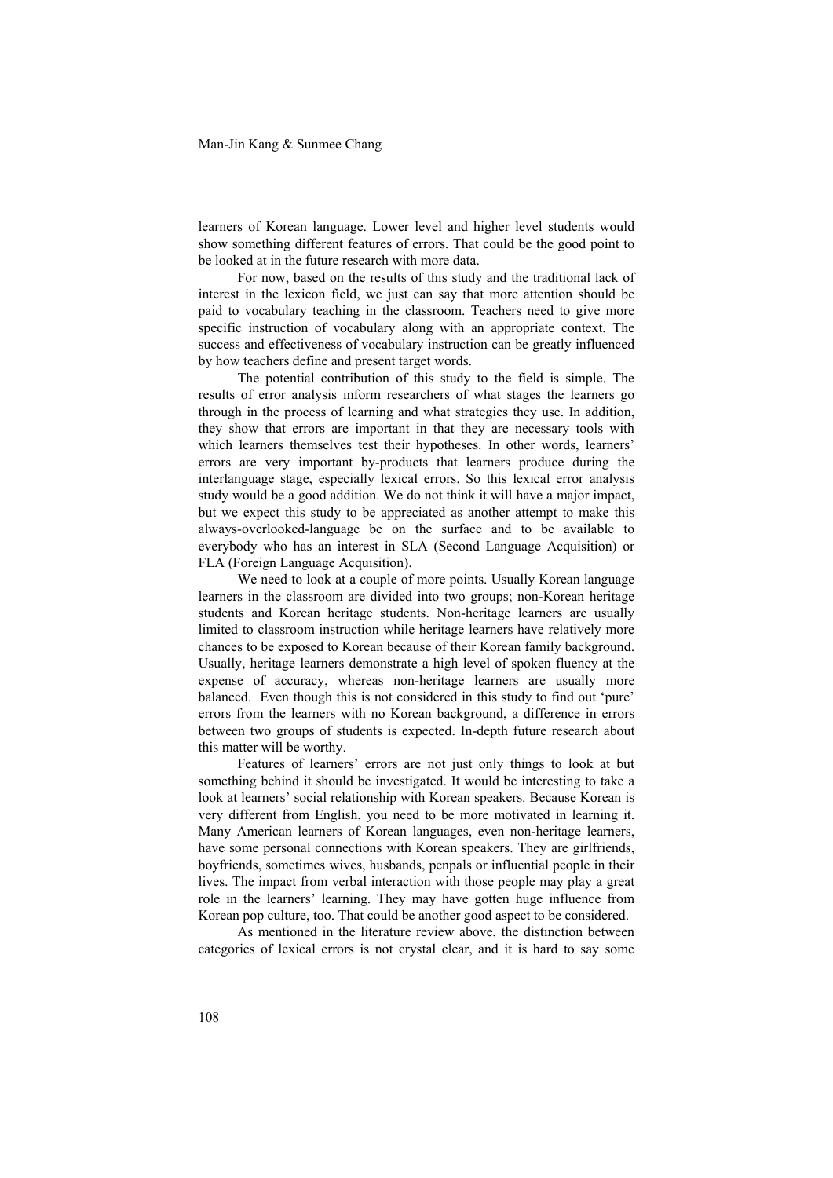learners of Korean language. Lower level and higher level students would show something different features of errors. That could be the good point to be looked at in the future research with more data.

For now, based on the results of this study and the traditional lack of interest in the lexicon field, we just can say that more attention should be paid to vocabulary teaching in the classroom. Teachers need to give more specific instruction of vocabulary along with an appropriate context. The success and effectiveness of vocabulary instruction can be greatly influenced by how teachers define and present target words.

The potential contribution of this study to the field is simple. The results of error analysis inform researchers of what stages the learners go through in the process of learning and what strategies they use. In addition, they show that errors are important in that they are necessary tools with which learners themselves test their hypotheses. In other words, learners' errors are very important by-products that learners produce during the interlanguage stage, especially lexical errors. So this lexical error analysis study would be a good addition. We do not think it will have a major impact, but we expect this study to be appreciated as another attempt to make this always-overlooked-language be on the surface and to be available to everybody who has an interest in SLA (Second Language Acquisition) or FLA (Foreign Language Acquisition).

We need to look at a couple of more points. Usually Korean language learners in the classroom are divided into two groups; non-Korean heritage students and Korean heritage students. Non-heritage learners are usually limited to classroom instruction while heritage learners have relatively more chances to be exposed to Korean because of their Korean family background. Usually, heritage learners demonstrate a high level of spoken fluency at the expense of accuracy, whereas non-heritage learners are usually more balanced. Even though this is not considered in this study to find out 'pure' errors from the learners with no Korean background, a difference in errors between two groups of students is expected. In-depth future research about this matter will be worthy.

Features of learners' errors are not just only things to look at but something behind it should be investigated. It would be interesting to take a look at learners' social relationship with Korean speakers. Because Korean is very different from English, you need to be more motivated in learning it. Many American learners of Korean languages, even non-heritage learners, have some personal connections with Korean speakers. They are girlfriends, boyfriends, sometimes wives, husbands, penpals or influential people in their lives. The impact from verbal interaction with those people may play a great role in the learners' learning. They may have gotten huge influence from Korean pop culture, too. That could be another good aspect to be considered.

As mentioned in the literature review above, the distinction between categories of lexical errors is not crystal clear, and it is hard to say some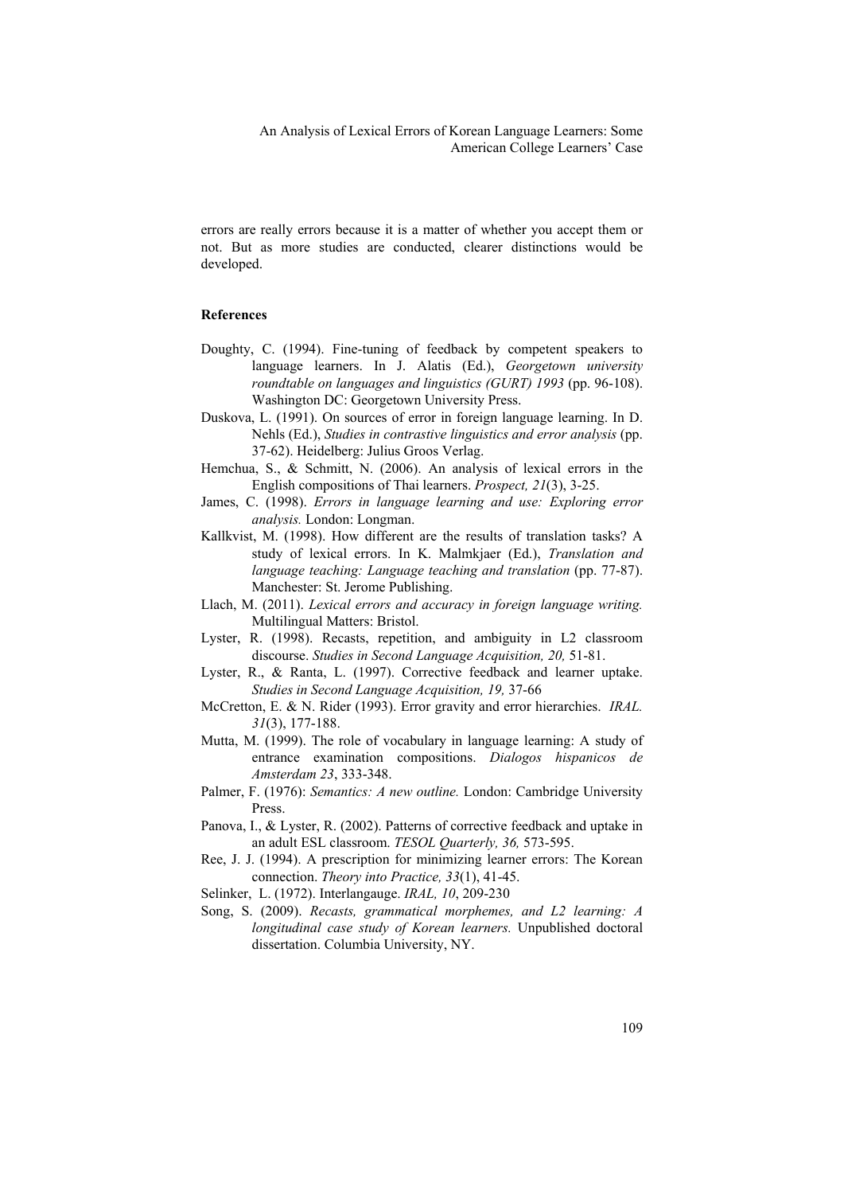errors are really errors because it is a matter of whether you accept them or not. But as more studies are conducted, clearer distinctions would be developed.

## References

Doughty, C. (1994). Fine-tuning of feedback by competent speakers to language learners. In J. Alatis (Ed.), *Georgetown university roundtable on languages and linguistics (GURT) 1993* (pp. 96-108). Washington DC: Georgetown University Press.

Duskova, L. (1991). On sources of error in foreign language learning. In D. Nehls (Ed.), *Studies in contrastive linguistics and error analysis* (pp. 37-62). Heidelberg: Julius Groos Verlag.

Hemchua, S., & Schmitt, N. (2006). An analysis of lexical errors in the English compositions of Thai learners. *Prospect, 21*(3), 3-25.

James, C. (1998). *Errors in language learning and use: Exploring error analysis.* London: Longman.

Kallkvist, M. (1998). How different are the results of translation tasks? A study of lexical errors. In K. Malmkjaer (Ed.), *Translation and language teaching: Language teaching and translation* (pp. 77-87). Manchester: St. Jerome Publishing.

Llach, M. (2011). *Lexical errors and accuracy in foreign language writing.* Multilingual Matters: Bristol.

Lyster, R. (1998). Recasts, repetition, and ambiguity in L2 classroom discourse. *Studies in Second Language Acquisition, 20,* 51-81.

Lyster, R., & Ranta, L. (1997). Corrective feedback and learner uptake. *Studies in Second Language Acquisition, 19,* 37-66

McCretton, E. & N. Rider (1993). Error gravity and error hierarchies. *IRAL. 31*(3), 177-188.

Mutta, M. (1999). The role of vocabulary in language learning: A study of entrance examination compositions. *Dialogos hispanicos de Amsterdam 23*, 333-348.

Palmer, F. (1976): *Semantics: A new outline.* London: Cambridge University Press.

Panova, I., & Lyster, R. (2002). Patterns of corrective feedback and uptake in an adult ESL classroom. *TESOL Quarterly, 36,* 573-595.

Ree, J. J. (1994). A prescription for minimizing learner errors: The Korean connection. *Theory into Practice, 33*(1), 41-45.

Selinker, L. (1972). Interlangauge. *IRAL, 10*, 209-230

Song, S. (2009). *Recasts, grammatical morphemes, and L2 learning: A longitudinal case study of Korean learners.* Unpublished doctoral dissertation. Columbia University, NY.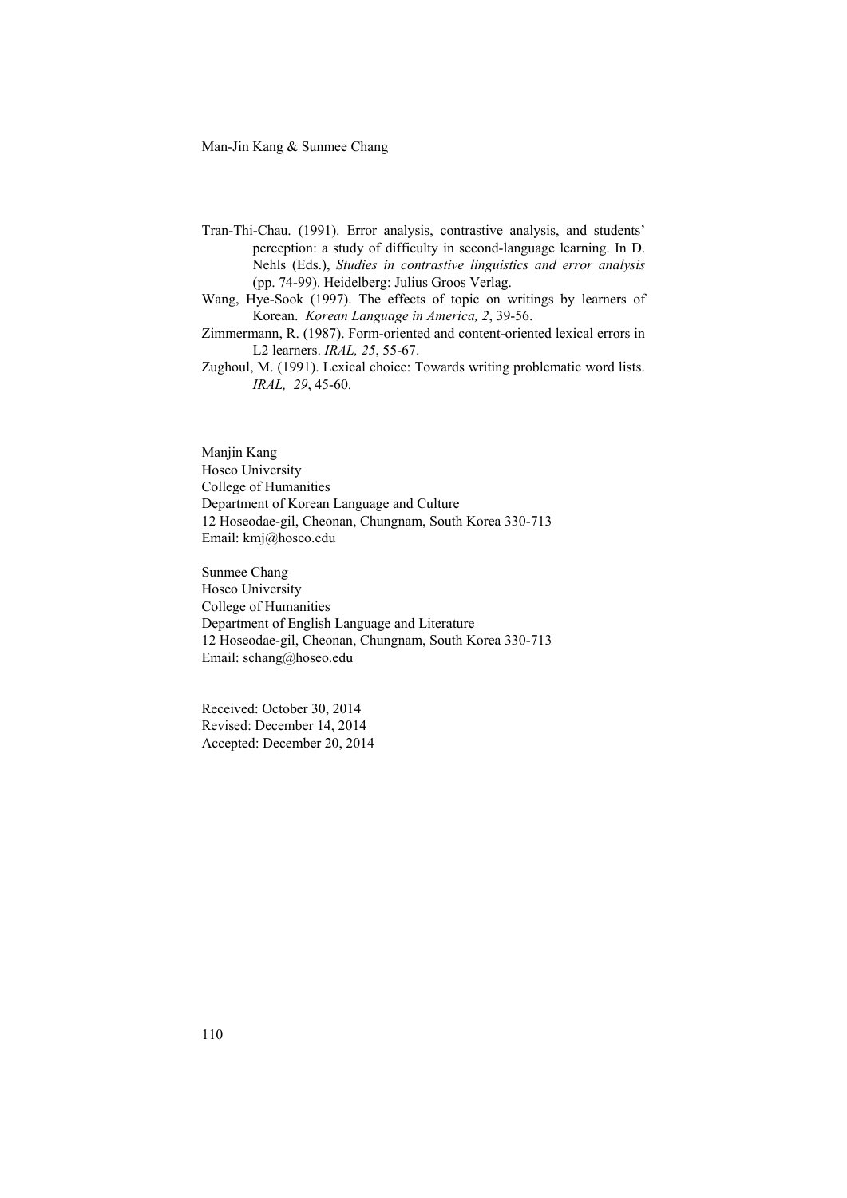Tran-Thi-Chau. (1991). Error analysis, contrastive analysis, and students' perception: a study of difficulty in second-language learning. In D. Nehls (Eds.), *Studies in contrastive linguistics and error analysis* (pp. 74-99). Heidelberg: Julius Groos Verlag.

Wang, Hye-Sook (1997). The effects of topic on writings by learners of Korean. *Korean Language in America, 2*, 39-56.

Zimmermann, R. (1987). Form-oriented and content-oriented lexical errors in L2 learners. *IRAL, 25*, 55-67.

Zughoul, M. (1991). Lexical choice: Towards writing problematic word lists. *IRAL, 29*, 45-60.

Manjin Kang
Hoseo University
College of Humanities
Department of Korean Language and Culture
12 Hoseodae-gil, Cheonan, Chungnam, South Korea 330-713
Email: kmj@hoseo.edu

Sunmee Chang
Hoseo University
College of Humanities
Department of English Language and Literature
12 Hoseodae-gil, Cheonan, Chungnam, South Korea 330-713
Email: schang@hoseo.edu

Received: October 30, 2014
Revised: December 14, 2014
Accepted: December 20, 2014